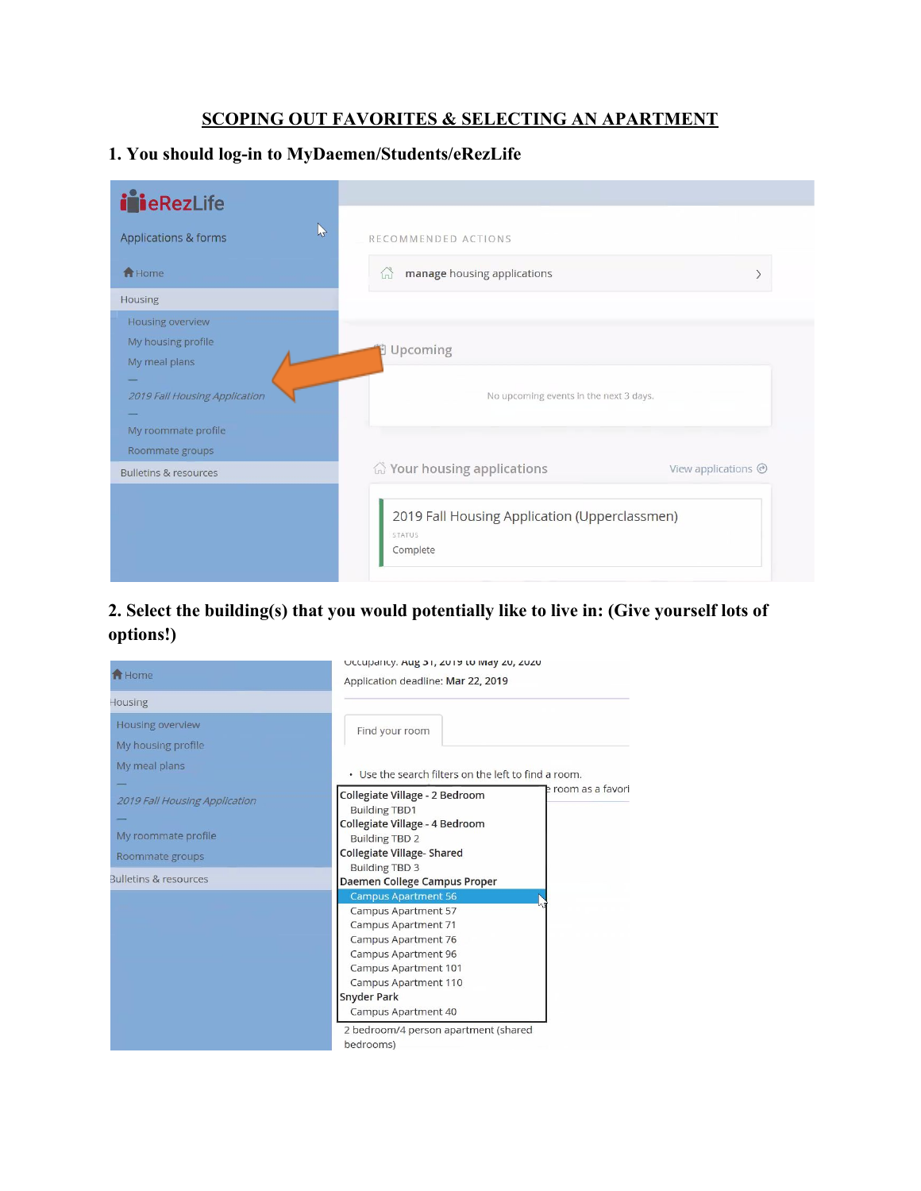# SCOPING OUT FAVORITES & SELECTING AN APARTMENT

## 1. You should log-in to MyDaemen/Students/eRezLife

eRezLife

Applications & forms

Home

Housing

Housing overview

My housing profile

My meal plans

—

*2019 Fall Housing Application*

—

My roommate profile

Roommate groups

Bulletins & resources

RECOMMENDED ACTIONS

manage housing applications

Upcoming

No upcoming events in the next 3 days.

Your housing applications

View applications

2019 Fall Housing Application (Upperclassmen)

STATUS

Complete

## 2. Select the building(s) that you would potentially like to live in: (Give yourself lots of options!)

Home

Housing

Housing overview

My housing profile

My meal plans

—

*2019 Fall Housing Application*

—

My roommate profile

Roommate groups

Bulletins & resources

Occupancy: Aug 31, 2019 to May 20, 2020

Application deadline: Mar 22, 2019

Find your room

- Use the search filters on the left to find a room.

room as a favori

Collegiate Village - 2 Bedroom
- Building TBD1

Collegiate Village - 4 Bedroom
- Building TBD 2

Collegiate Village- Shared
- Building TBD 3

Daemen College Campus Proper
- Campus Apartment 56
- Campus Apartment 57
- Campus Apartment 71
- Campus Apartment 76
- Campus Apartment 96
- Campus Apartment 101
- Campus Apartment 110

Snyder Park
- Campus Apartment 40

2 bedroom/4 person apartment (shared bedrooms)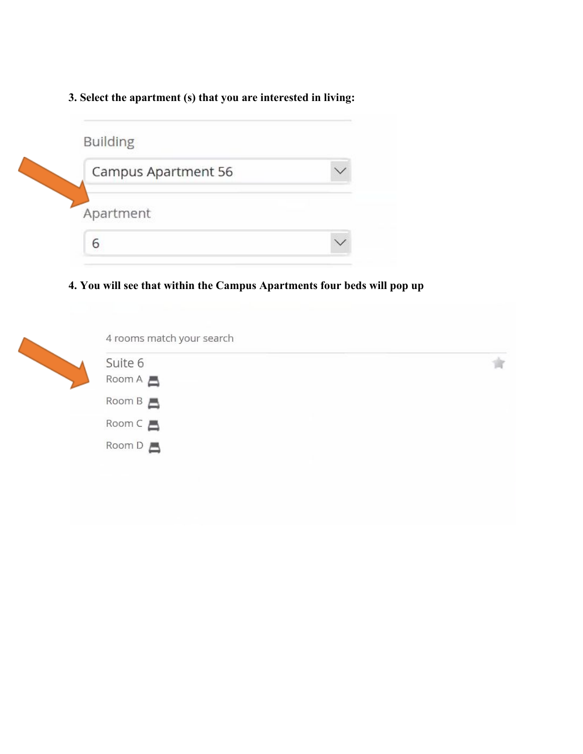**3. Select the apartment (s) that you are interested in living:**

Building

Campus Apartment 56

Apartment

6

**4. You will see that within the Campus Apartments four beds will pop up**

4 rooms match your search

Suite 6

Room A

Room B

Room C

Room D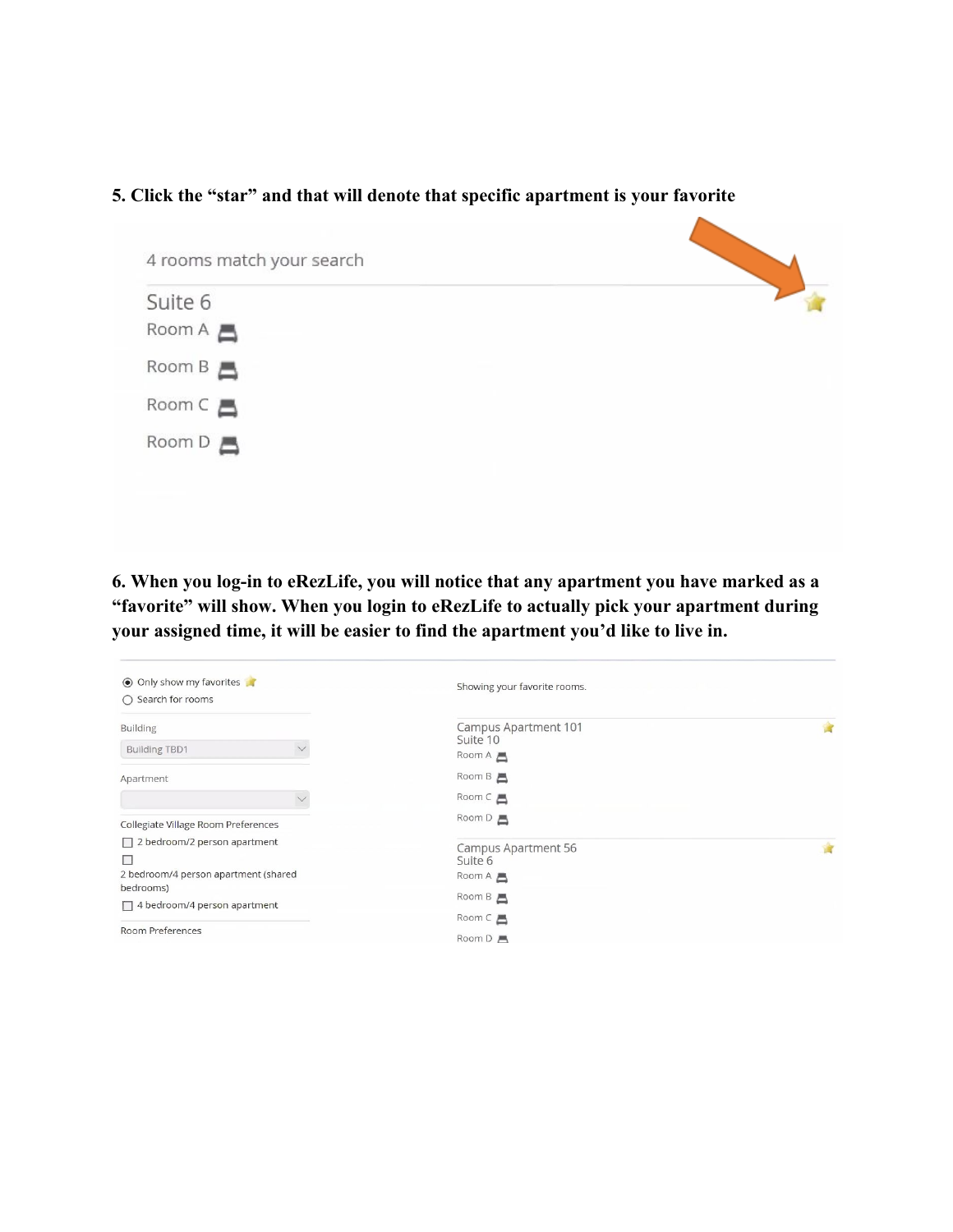**5. Click the "star" and that will denote that specific apartment is your favorite**

4 rooms match your search

Suite 6

Room A

Room B

Room C

Room D

**6. When you log-in to eRezLife, you will notice that any apartment you have marked as a "favorite" will show. When you login to eRezLife to actually pick your apartment during your assigned time, it will be easier to find the apartment you'd like to live in.**

Only show my favorites

Search for rooms

Building

Building TBD1

Apartment

Collegiate Village Room Preferences

2 bedroom/2 person apartment

2 bedroom/4 person apartment (shared bedrooms)

4 bedroom/4 person apartment

Room Preferences

Showing your favorite rooms.

Campus Apartment 101
Suite 10

Room A

Room B

Room C

Room D

Campus Apartment 56
Suite 6

Room A

Room B

Room C

Room D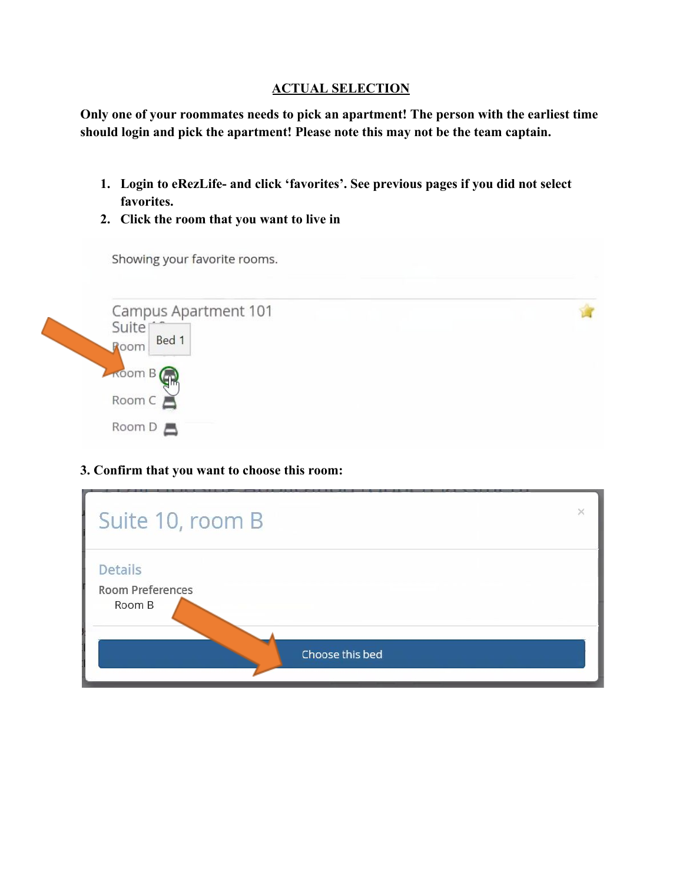## ACTUAL SELECTION

**Only one of your roommates needs to pick an apartment! The person with the earliest time should login and pick the apartment! Please note this may not be the team captain.**

1. **Login to eRezLife- and click 'favorites'. See previous pages if you did not select favorites.**
2. **Click the room that you want to live in**

Showing your favorite rooms.

Campus Apartment 101
Suite 10
Room Bed 1
Room B
Room C
Room D

**3. Confirm that you want to choose this room:**

Suite 10, room B

Details

Room Preferences
Room B

Choose this bed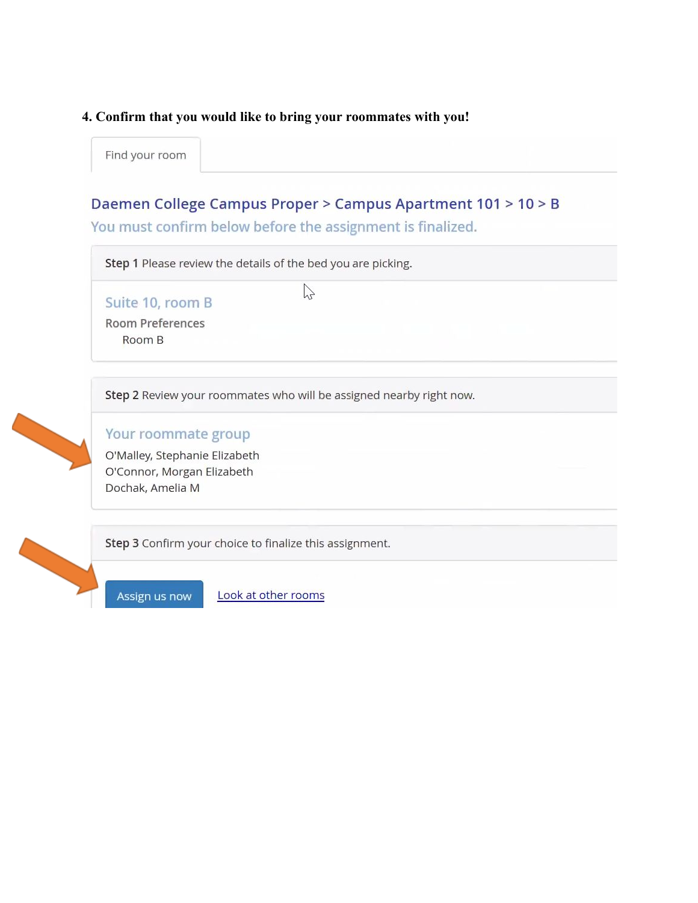**4. Confirm that you would like to bring your roommates with you!**

Find your room

Daemen College Campus Proper > Campus Apartment 101 > 10 > B

You must confirm below before the assignment is finalized.

**Step 1** Please review the details of the bed you are picking.

Suite 10, room B

Room Preferences

Room B

**Step 2** Review your roommates who will be assigned nearby right now.

Your roommate group

O'Malley, Stephanie Elizabeth

O'Connor, Morgan Elizabeth

Dochak, Amelia M

**Step 3** Confirm your choice to finalize this assignment.

Assign us now

Look at other rooms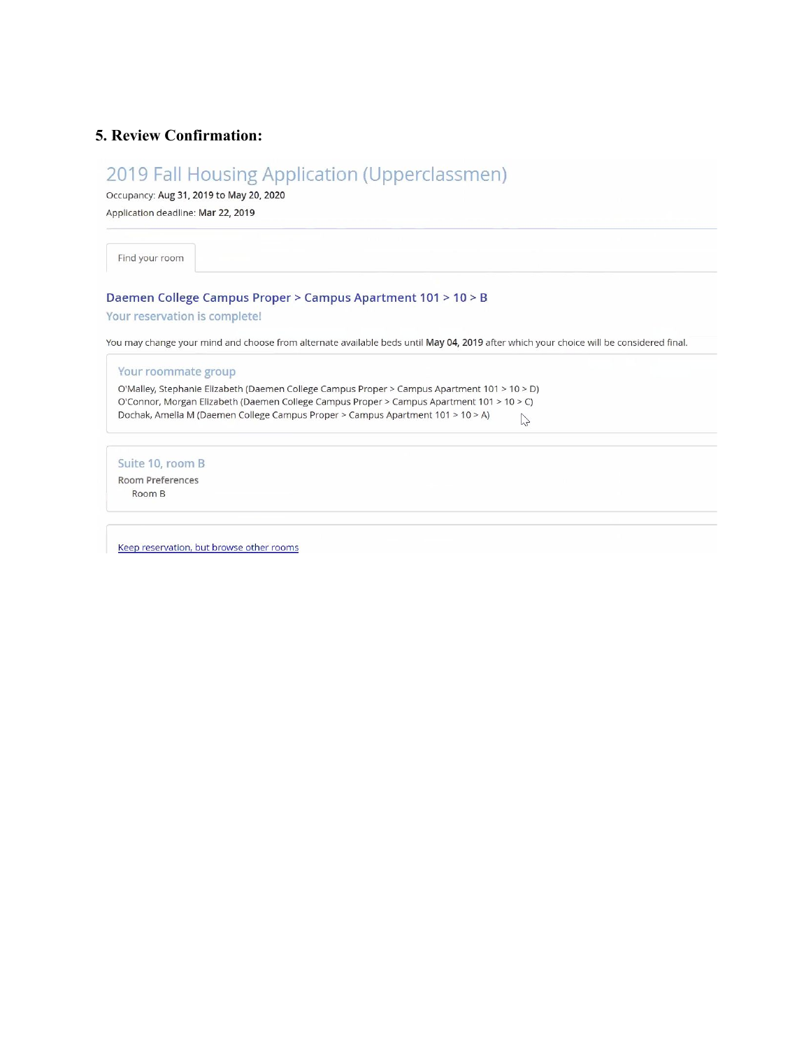## 5. Review Confirmation:

### 2019 Fall Housing Application (Upperclassmen)

Occupancy: Aug 31, 2019 to May 20, 2020

Application deadline: Mar 22, 2019

Find your room

**Daemen College Campus Proper > Campus Apartment 101 > 10 > B**

Your reservation is complete!

You may change your mind and choose from alternate available beds until **May 04, 2019** after which your choice will be considered final.

**Your roommate group**

O'Malley, Stephanie Elizabeth (Daemen College Campus Proper > Campus Apartment 101 > 10 > D)
O'Connor, Morgan Elizabeth (Daemen College Campus Proper > Campus Apartment 101 > 10 > C)
Dochak, Amelia M (Daemen College Campus Proper > Campus Apartment 101 > 10 > A)

**Suite 10, room B**

Room Preferences

Room B

Keep reservation, but browse other rooms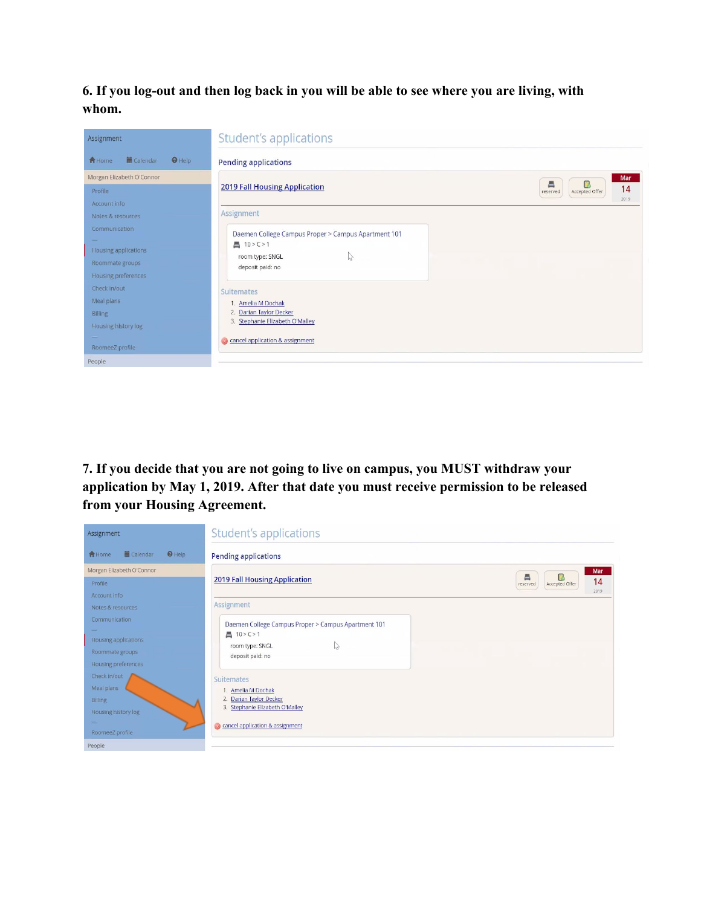**6. If you log-out and then log back in you will be able to see where you are living, with whom.**

**7. If you decide that you are not going to live on campus, you MUST withdraw your application by May 1, 2019. After that date you must receive permission to be released from your Housing Agreement.**